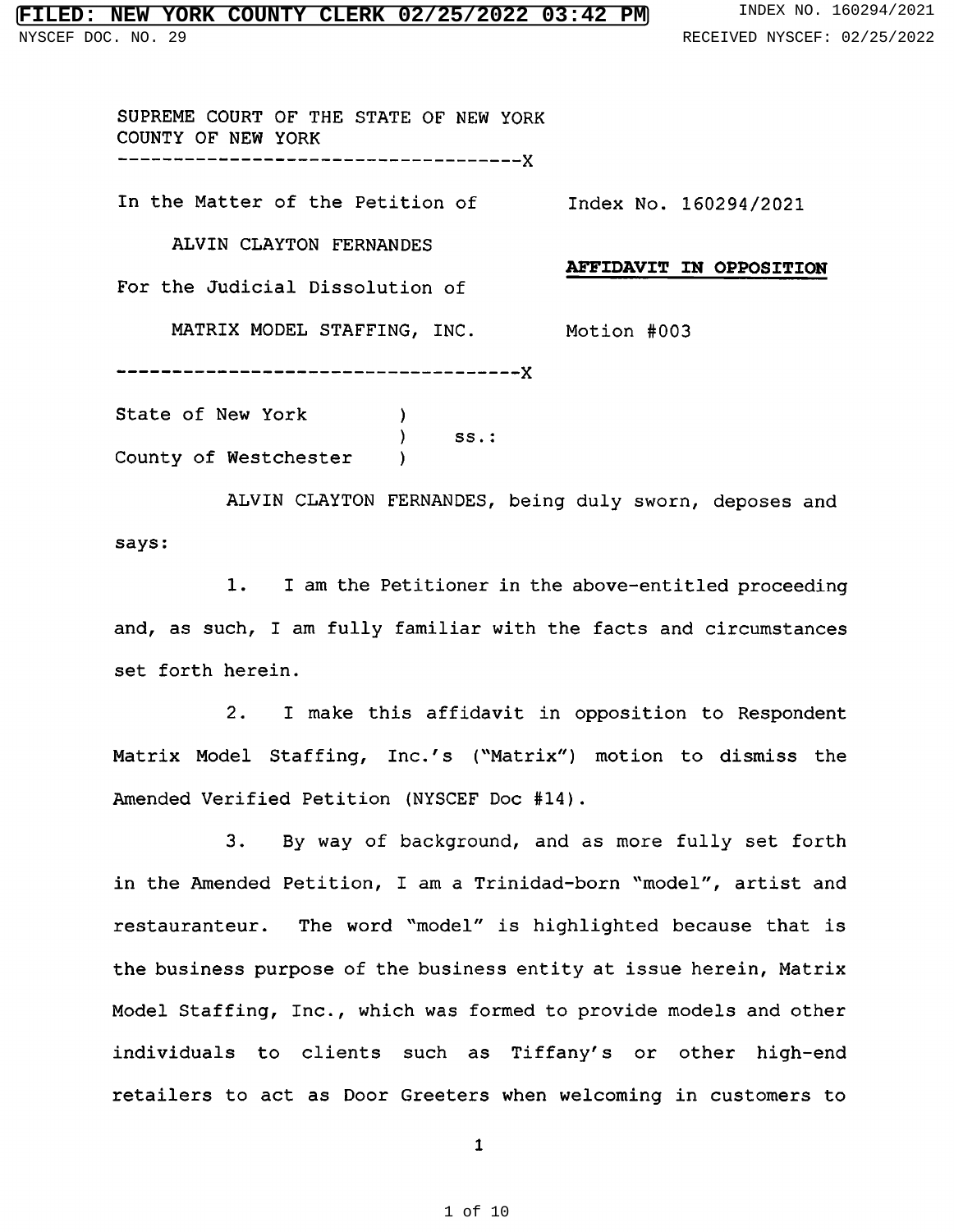SUPREME COURT OF THE STATE OF NEW YORK
COUNTY OF NEW YORK
-----------------------------------X

In the Matter of the Petition of

ALVIN CLAYTON FERNANDES

For the Judicial Dissolution of

MATRIX MODEL STAFFING, INC.

Index No. 160294/2021

**AFFIDAVIT IN OPPOSITION**

Motion #003

-----------------------------------X

State of New York )
) ss.:
County of Westchester )

ALVIN CLAYTON FERNANDES, being duly sworn, deposes and says:

1. I am the Petitioner in the above-entitled proceeding and, as such, I am fully familiar with the facts and circumstances set forth herein.

2. I make this affidavit in opposition to Respondent Matrix Model Staffing, Inc.'s ("Matrix") motion to dismiss the Amended Verified Petition (NYSCEF Doc #14).

3. By way of background, and as more fully set forth in the Amended Petition, I am a Trinidad-born "model", artist and restauranteur. The word "model" is highlighted because that is the business purpose of the business entity at issue herein, Matrix Model Staffing, Inc., which was formed to provide models and other individuals to clients such as Tiffany's or other high-end retailers to act as Door Greeters when welcoming in customers to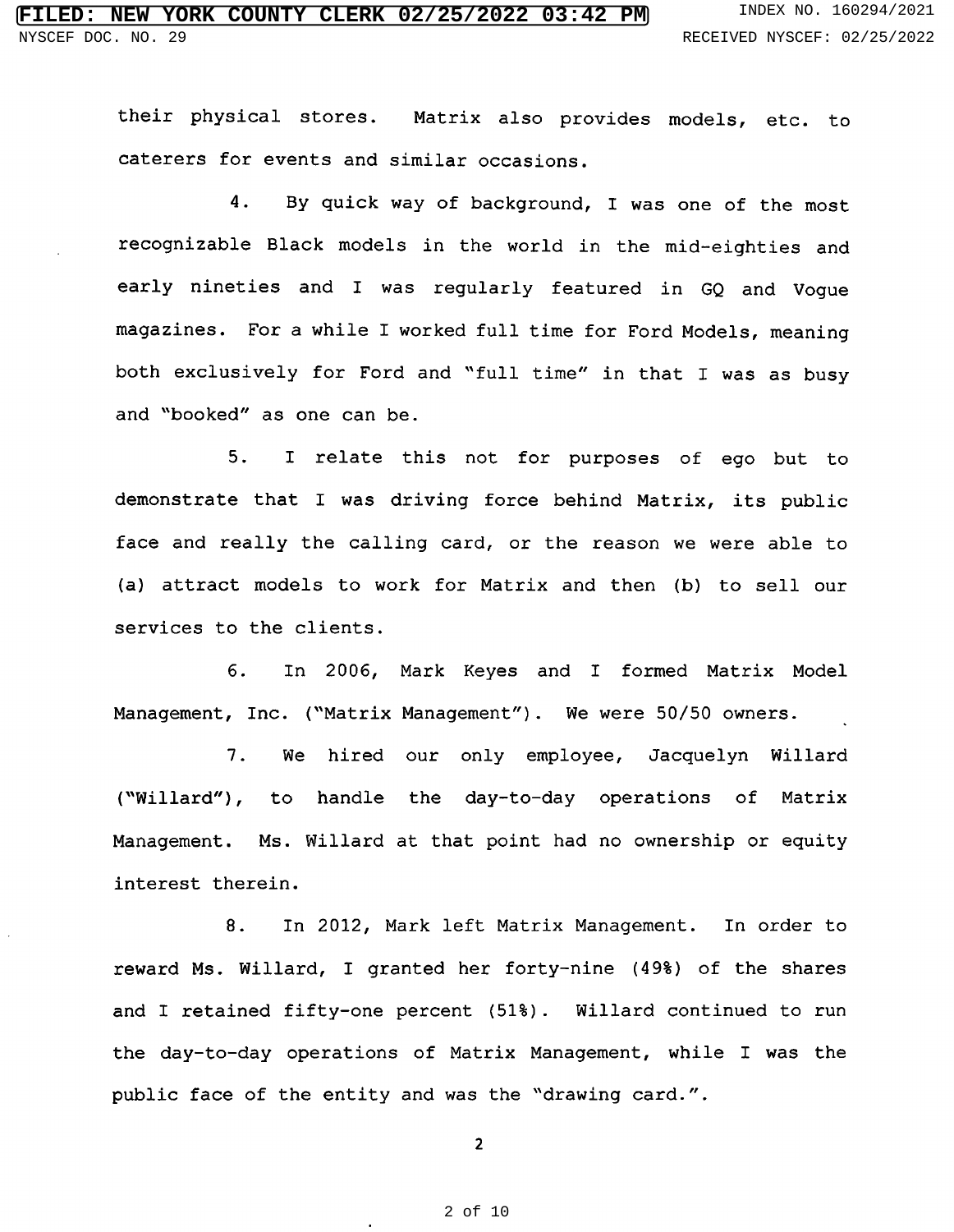their physical stores. Matrix also provides models, etc. to caterers for events and similar occasions.

4. By quick way of background, I was one of the most recognizable Black models in the world in the mid-eighties and early nineties and I was regularly featured in GQ and Vogue magazines. For a while I worked full time for Ford Models, meaning both exclusively for Ford and "full time" in that I was as busy and "booked" as one can be.

5. I relate this not for purposes of ego but to demonstrate that I was driving force behind Matrix, its public face and really the calling card, or the reason we were able to (a) attract models to work for Matrix and then (b) to sell our services to the clients.

6. In 2006, Mark Keyes and I formed Matrix Model Management, Inc. ("Matrix Management"). We were 50/50 owners.

7. We hired our only employee, Jacquelyn Willard ("Willard"), to handle the day-to-day operations of Matrix Management. Ms. Willard at that point had no ownership or equity interest therein.

8. In 2012, Mark left Matrix Management. In order to reward Ms. Willard, I granted her forty-nine (49%) of the shares and I retained fifty-one percent (51%). Willard continued to run the day-to-day operations of Matrix Management, while I was the public face of the entity and was the "drawing card.".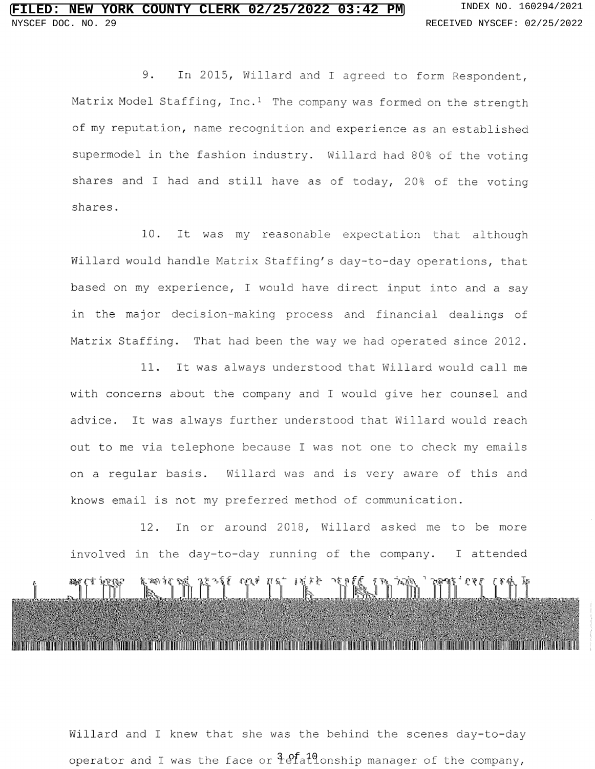9. In 2015, Willard and I agreed to form Respondent, Matrix Model Staffing, Inc.[1] The company was formed on the strength of my reputation, name recognition and experience as an established supermodel in the fashion industry. Willard had 80% of the voting shares and I had and still have as of today, 20% of the voting shares.

10. It was my reasonable expectation that although Willard would handle Matrix Staffing's day-to-day operations, that based on my experience, I would have direct input into and a say in the major decision-making process and financial dealings of Matrix Staffing. That had been the way we had operated since 2012.

11. It was always understood that Willard would call me with concerns about the company and I would give her counsel and advice. It was always further understood that Willard would reach out to me via telephone because I was not one to check my emails on a regular basis. Willard was and is very aware of this and knows email is not my preferred method of communication.

12. In or around 2018, Willard asked me to be more involved in the day-to-day running of the company. I attended meetings, trained staff and met with staff on job locations and in

Willard and I knew that she was the behind the scenes day-to-day operator and I was the face or relationship manager of the company,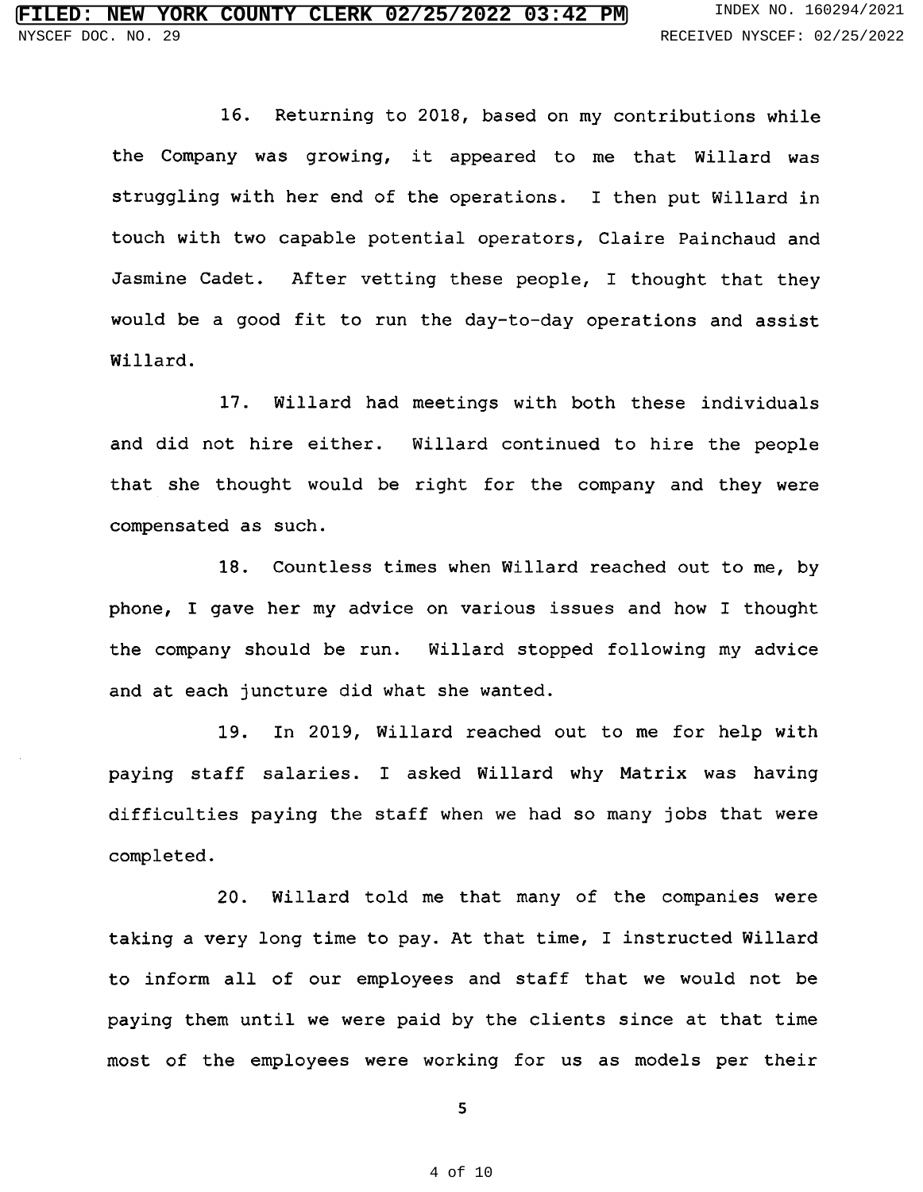16. Returning to 2018, based on my contributions while the Company was growing, it appeared to me that Willard was struggling with her end of the operations. I then put Willard in touch with two capable potential operators, Claire Painchaud and Jasmine Cadet. After vetting these people, I thought that they would be a good fit to run the day-to-day operations and assist Willard.

17. Willard had meetings with both these individuals and did not hire either. Willard continued to hire the people that she thought would be right for the company and they were compensated as such.

18. Countless times when Willard reached out to me, by phone, I gave her my advice on various issues and how I thought the company should be run. Willard stopped following my advice and at each juncture did what she wanted.

19. In 2019, Willard reached out to me for help with paying staff salaries. I asked Willard why Matrix was having difficulties paying the staff when we had so many jobs that were completed.

20. Willard told me that many of the companies were taking a very long time to pay. At that time, I instructed Willard to inform all of our employees and staff that we would not be paying them until we were paid by the clients since at that time most of the employees were working for us as models per their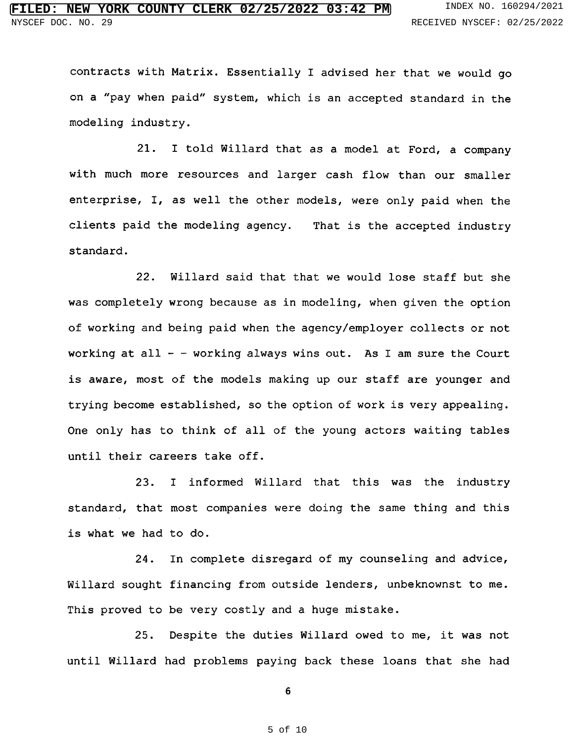contracts with Matrix. Essentially I advised her that we would go on a "pay when paid" system, which is an accepted standard in the modeling industry.

21. I told Willard that as a model at Ford, a company with much more resources and larger cash flow than our smaller enterprise, I, as well the other models, were only paid when the clients paid the modeling agency. That is the accepted industry standard.

22. Willard said that that we would lose staff but she was completely wrong because as in modeling, when given the option of working and being paid when the agency/employer collects or not working at all - - working always wins out. As I am sure the Court is aware, most of the models making up our staff are younger and trying become established, so the option of work is very appealing. One only has to think of all of the young actors waiting tables until their careers take off.

23. I informed Willard that this was the industry standard, that most companies were doing the same thing and this is what we had to do.

24. In complete disregard of my counseling and advice, Willard sought financing from outside lenders, unbeknownst to me. This proved to be very costly and a huge mistake.

25. Despite the duties Willard owed to me, it was not until Willard had problems paying back these loans that she had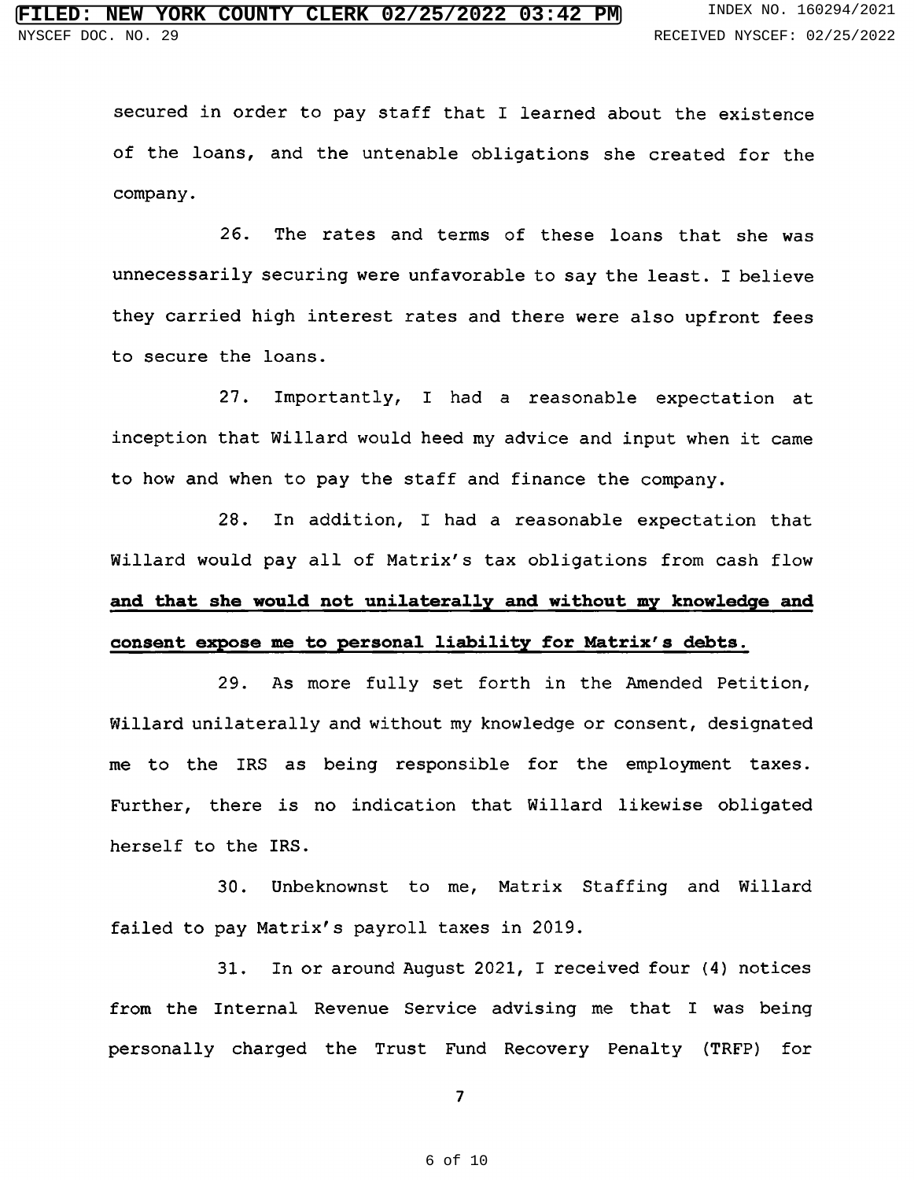secured in order to pay staff that I learned about the existence of the loans, and the untenable obligations she created for the company.

26. The rates and terms of these loans that she was unnecessarily securing were unfavorable to say the least. I believe they carried high interest rates and there were also upfront fees to secure the loans.

27. Importantly, I had a reasonable expectation at inception that Willard would heed my advice and input when it came to how and when to pay the staff and finance the company.

28. In addition, I had a reasonable expectation that Willard would pay all of Matrix's tax obligations from cash flow **and that she would not unilaterally and without my knowledge and consent expose me to personal liability for Matrix's debts.**

29. As more fully set forth in the Amended Petition, Willard unilaterally and without my knowledge or consent, designated me to the IRS as being responsible for the employment taxes. Further, there is no indication that Willard likewise obligated herself to the IRS.

30. Unbeknownst to me, Matrix Staffing and Willard failed to pay Matrix's payroll taxes in 2019.

31. In or around August 2021, I received four (4) notices from the Internal Revenue Service advising me that I was being personally charged the Trust Fund Recovery Penalty (TRFP) for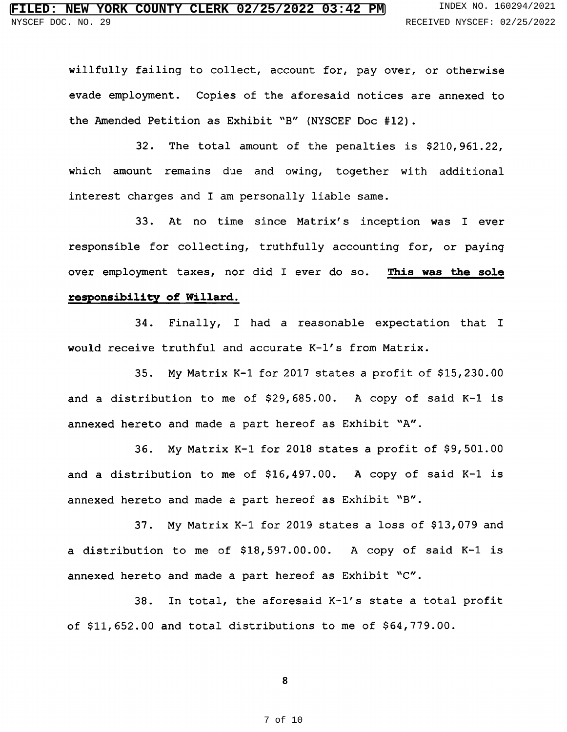willfully failing to collect, account for, pay over, or otherwise evade employment. Copies of the aforesaid notices are annexed to the Amended Petition as Exhibit "B" (NYSCEF Doc #12).

32. The total amount of the penalties is $210,961.22, which amount remains due and owing, together with additional interest charges and I am personally liable same.

33. At no time since Matrix's inception was I ever responsible for collecting, truthfully accounting for, or paying over employment taxes, nor did I ever do so. **This was the sole responsibility of Willard.**

34. Finally, I had a reasonable expectation that I would receive truthful and accurate K-1's from Matrix.

35. My Matrix K-1 for 2017 states a profit of $15,230.00 and a distribution to me of $29,685.00. A copy of said K-1 is annexed hereto and made a part hereof as Exhibit "A".

36. My Matrix K-1 for 2018 states a profit of $9,501.00 and a distribution to me of $16,497.00. A copy of said K-1 is annexed hereto and made a part hereof as Exhibit "B".

37. My Matrix K-1 for 2019 states a loss of $13,079 and a distribution to me of $18,597.00.00. A copy of said K-1 is annexed hereto and made a part hereof as Exhibit "C".

38. In total, the aforesaid K-1's state a total profit of $11,652.00 and total distributions to me of $64,779.00.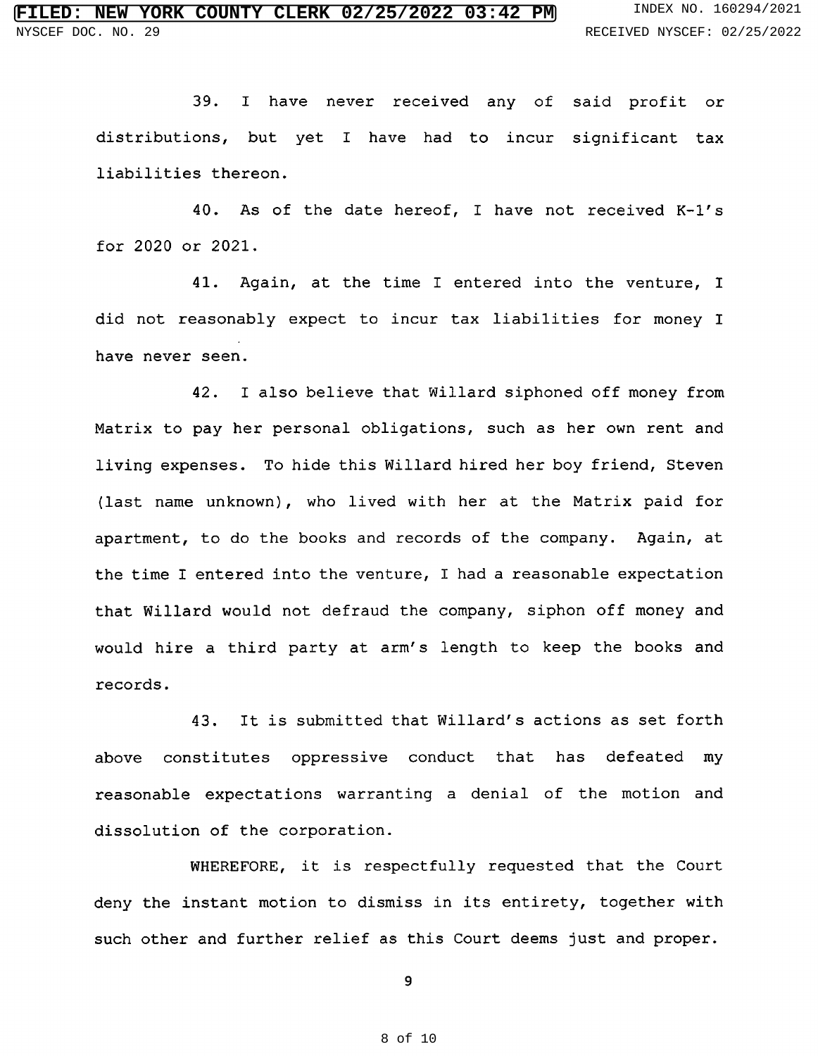39. I have never received any of said profit or distributions, but yet I have had to incur significant tax liabilities thereon.

40. As of the date hereof, I have not received K-1's for 2020 or 2021.

41. Again, at the time I entered into the venture, I did not reasonably expect to incur tax liabilities for money I have never seen.

42. I also believe that Willard siphoned off money from Matrix to pay her personal obligations, such as her own rent and living expenses. To hide this Willard hired her boy friend, Steven (last name unknown), who lived with her at the Matrix paid for apartment, to do the books and records of the company. Again, at the time I entered into the venture, I had a reasonable expectation that Willard would not defraud the company, siphon off money and would hire a third party at arm's length to keep the books and records.

43. It is submitted that Willard's actions as set forth above constitutes oppressive conduct that has defeated my reasonable expectations warranting a denial of the motion and dissolution of the corporation.

WHEREFORE, it is respectfully requested that the Court deny the instant motion to dismiss in its entirety, together with such other and further relief as this Court deems just and proper.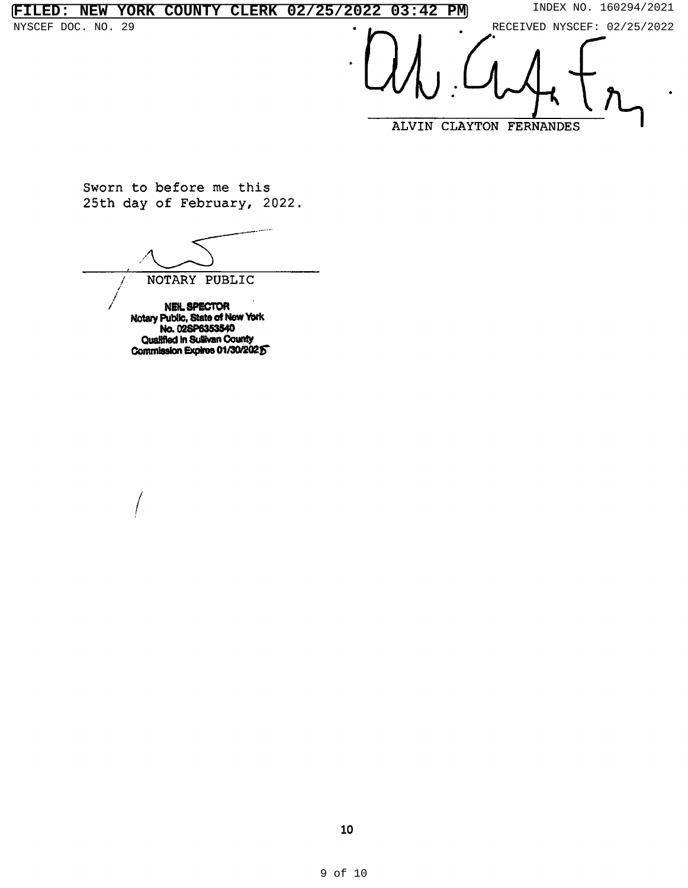ALVIN CLAYTON FERNANDES

Sworn to before me this
25th day of February, 2022.

NOTARY PUBLIC

NEIL SPECTOR
Notary Public, State of New York
No. 02SP6353540
Qualified in Sullivan County
Commission Expires 01/30/2025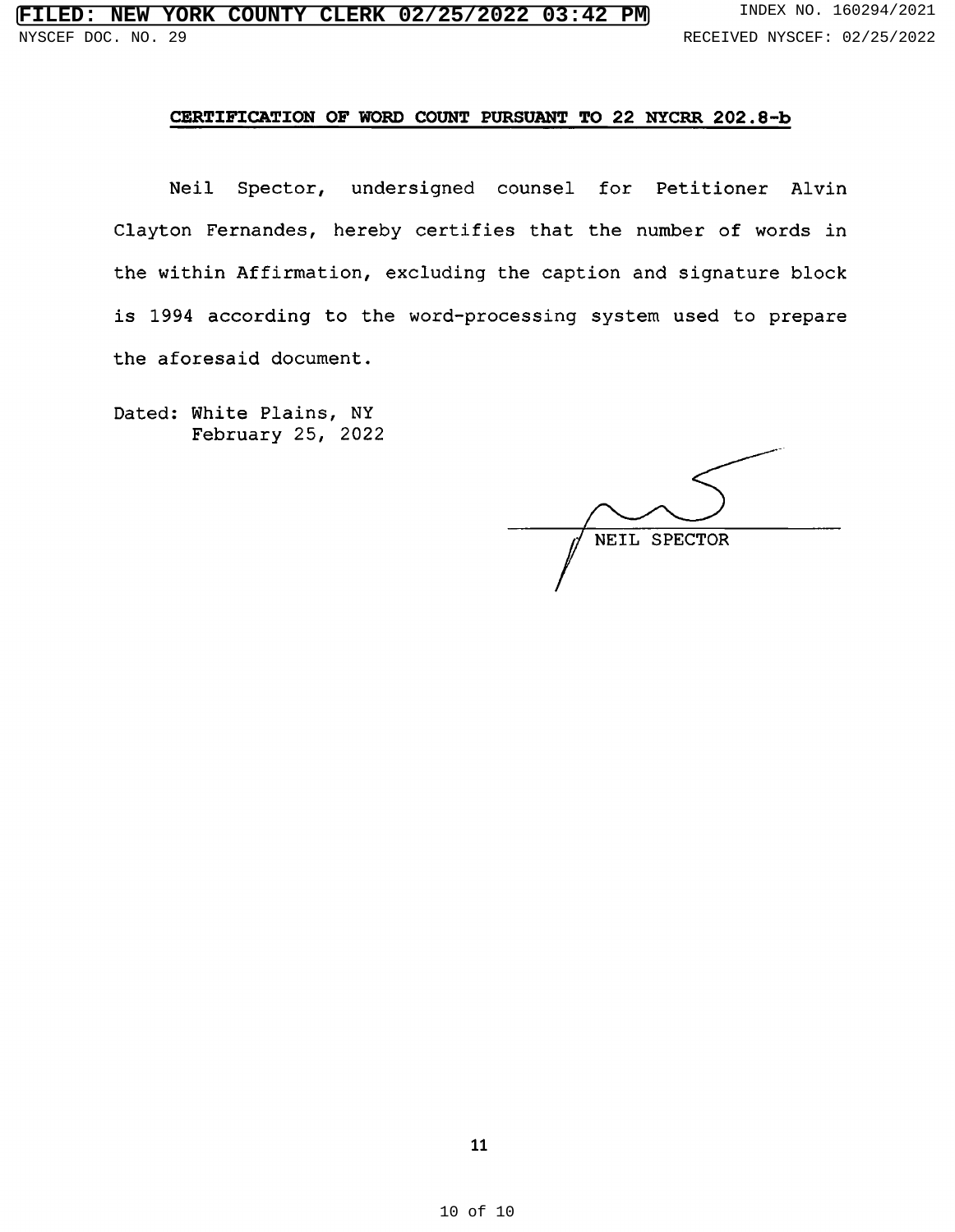**CERTIFICATION OF WORD COUNT PURSUANT TO 22 NYCRR 202.8-b**

Neil Spector, undersigned counsel for Petitioner Alvin Clayton Fernandes, hereby certifies that the number of words in the within Affirmation, excluding the caption and signature block is 1994 according to the word-processing system used to prepare the aforesaid document.

Dated: White Plains, NY
February 25, 2022

NEIL SPECTOR